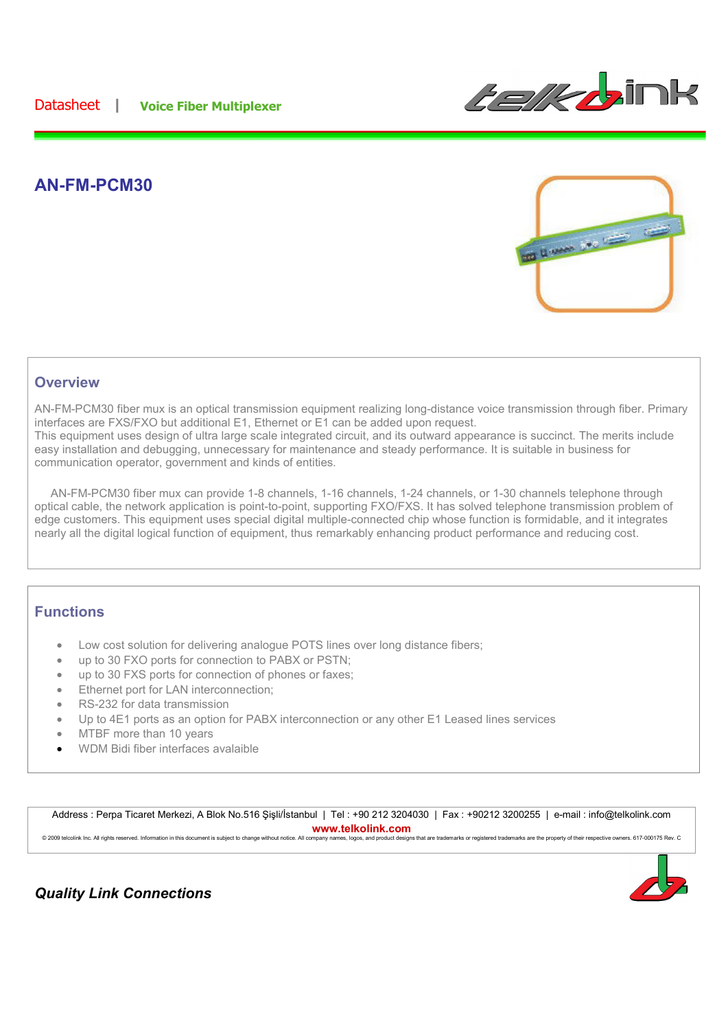Datasheet | **Voice Fiber Multiplexer**

# AN-FM-PCM30

## Overview

AN-FM-PCM30 fiber mux is an optical transmission equipment realizing long-distance voice transmission through fiber. Primary interfaces are FXS/FXO but additional E1, Ethernet or E1 can be added upon request.
This equipment uses design of ultra large scale integrated circuit, and its outward appearance is succinct. The merits include easy installation and debugging, unnecessary for maintenance and steady performance. It is suitable in business for communication operator, government and kinds of entities.

AN-FM-PCM30 fiber mux can provide 1-8 channels, 1-16 channels, 1-24 channels, or 1-30 channels telephone through optical cable, the network application is point-to-point, supporting FXO/FXS. It has solved telephone transmission problem of edge customers. This equipment uses special digital multiple-connected chip whose function is formidable, and it integrates nearly all the digital logical function of equipment, thus remarkably enhancing product performance and reducing cost.

## Functions

- Low cost solution for delivering analogue POTS lines over long distance fibers;
- up to 30 FXO ports for connection to PABX or PSTN;
- up to 30 FXS ports for connection of phones or faxes;
- Ethernet port for LAN interconnection;
- RS-232 for data transmission
- Up to 4E1 ports as an option for PABX interconnection or any other E1 Leased lines services
- MTBF more than 10 years
- WDM Bidi fiber interfaces avalaible

Address : Perpa Ticaret Merkezi, A Blok No.516 Şişli/İstanbul | Tel : +90 212 3204030 | Fax : +90212 3200255 | e-mail : info@telkolink.com
**www.telkolink.com**
© 2009 telcolink Inc. All rights reserved. Information in this document is subject to change without notice. All company names, logos, and product designs that are trademarks or registered trademarks are the property of their respective owners. 617-000175 Rev. C

***Quality Link Connections***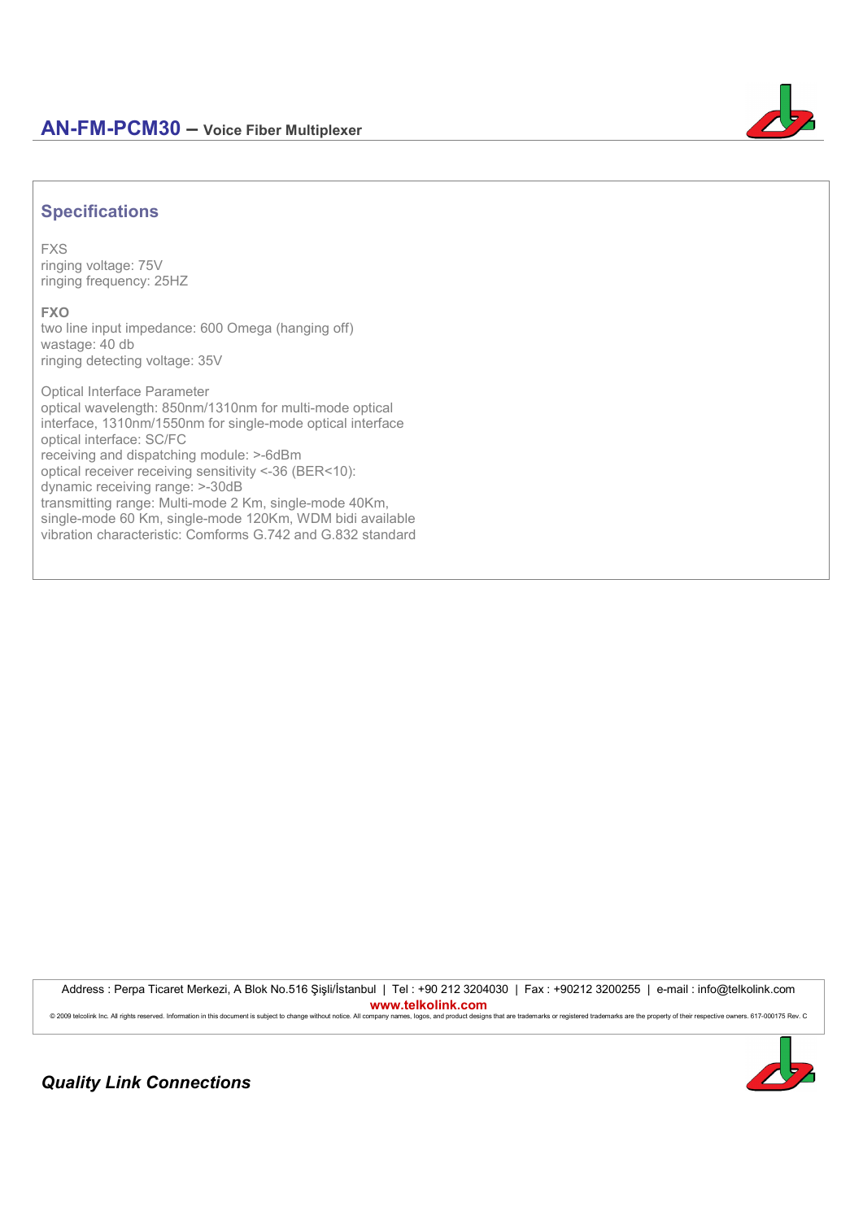## Specifications

FXS
ringing voltage: 75V
ringing frequency: 25HZ

**FXO**
two line input impedance: 600 Omega (hanging off)
wastage: 40 db
ringing detecting voltage: 35V

Optical Interface Parameter
optical wavelength: 850nm/1310nm for multi-mode optical interface, 1310nm/1550nm for single-mode optical interface
optical interface: SC/FC
receiving and dispatching module: >-6dBm
optical receiver receiving sensitivity <-36 (BER<10):
dynamic receiving range: >-30dB
transmitting range: Multi-mode 2 Km, single-mode 40Km, single-mode 60 Km, single-mode 120Km, WDM bidi available
vibration characteristic: Comforms G.742 and G.832 standard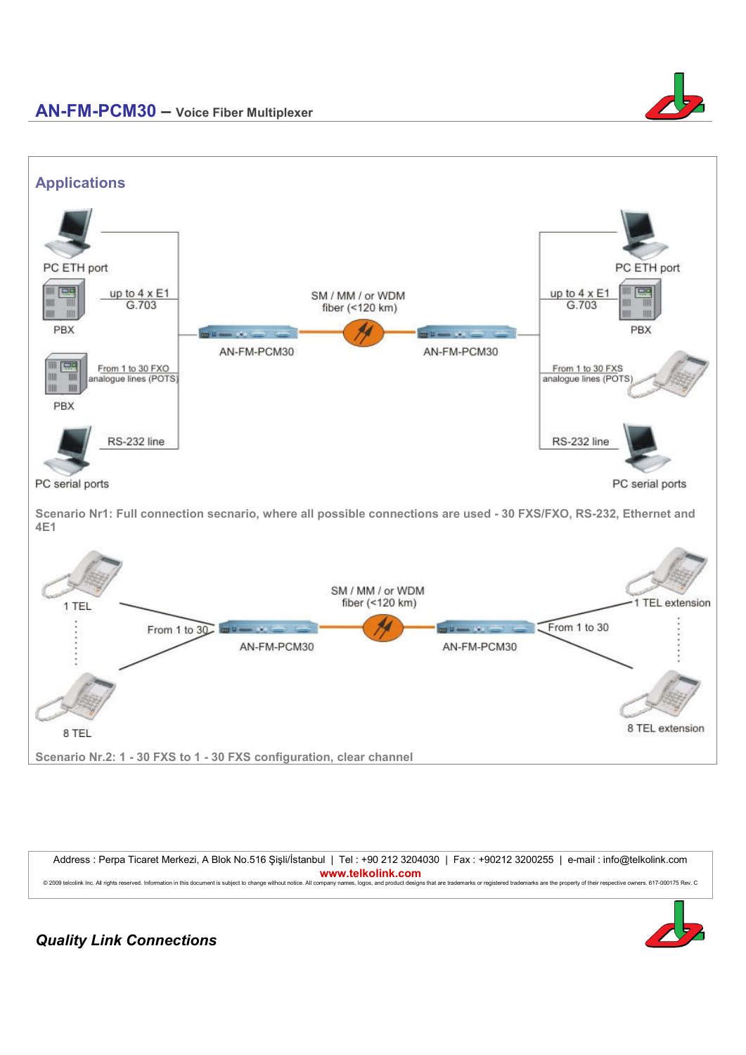## Applications

PC ETH port

up to 4 x E1 G.703

PBX

From 1 to 30 FXO analogue lines (POTS)

PBX

RS-232 line

PC serial ports

SM / MM / or WDM fiber (<120 km)

AN-FM-PCM30

AN-FM-PCM30

PC ETH port

up to 4 x E1 G.703

PBX

From 1 to 30 FXS analogue lines (POTS)

RS-232 line

PC serial ports

**Scenario Nr1: Full connection secnario, where all possible connections are used - 30 FXS/FXO, RS-232, Ethernet and 4E1**

1 TEL

8 TEL

From 1 to 30

SM / MM / or WDM fiber (<120 km)

AN-FM-PCM30

AN-FM-PCM30

From 1 to 30

1 TEL extension

8 TEL extension

**Scenario Nr.2: 1 - 30 FXS to 1 - 30 FXS configuration, clear channel**

Address : Perpa Ticaret Merkezi, A Blok No.516 Şişli/İstanbul | Tel : +90 212 3204030 | Fax : +90212 3200255 | e-mail : info@telkolink.com

**www.telkolink.com**

© 2009 telcolink Inc. All rights reserved. Information in this document is subject to change without notice. All company names, logos, and product designs that are trademarks or registered trademarks are the property of their respective owners. 617-000175 Rev. C

***Quality Link Connections***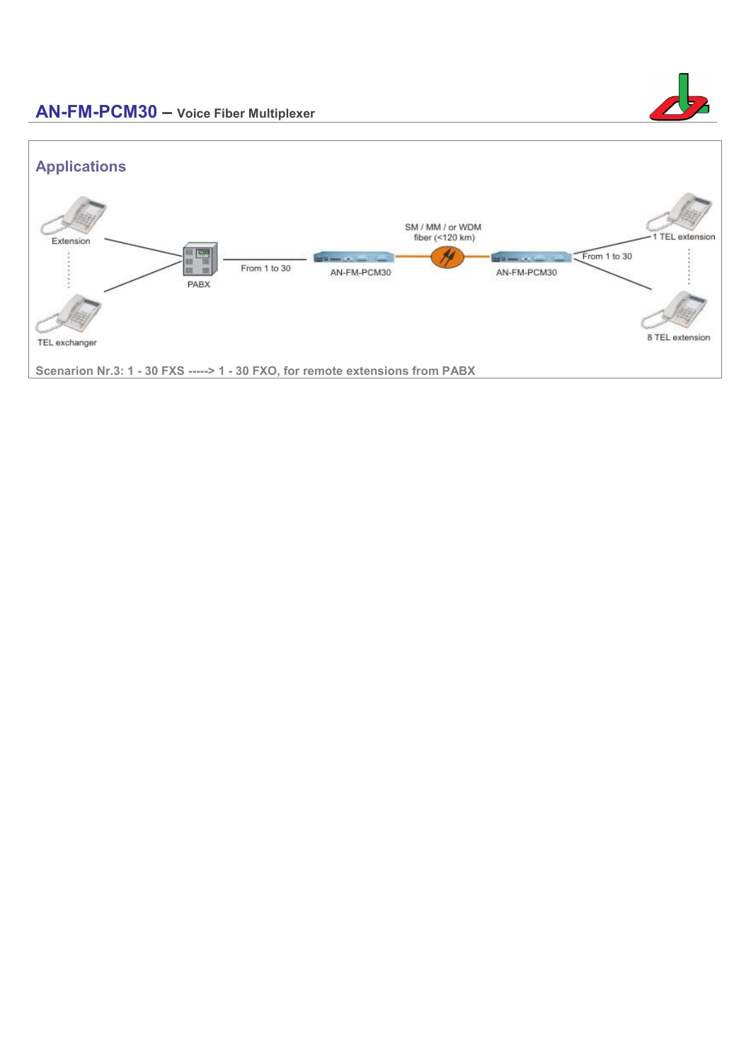## Applications

Extension

TEL exchanger

PABX

From 1 to 30

AN-FM-PCM30

SM / MM / or WDM fiber (<120 km)

AN-FM-PCM30

From 1 to 30

1 TEL extension

8 TEL extension

**Scenarion Nr.3: 1 - 30 FXS -----> 1 - 30 FXO, for remote extensions from PABX**